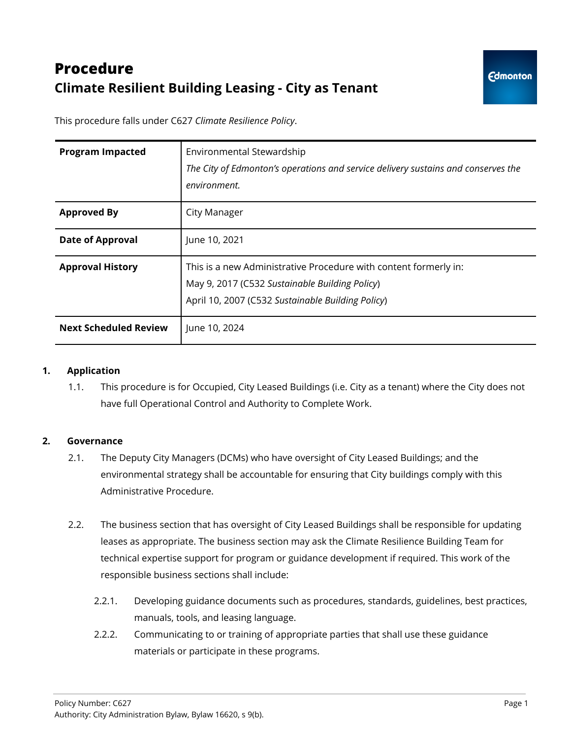# Procedure

## Climate Resilient Building Leasing - City as Tenant

This procedure falls under C627 *Climate Resilience Policy*.

| | |
|---|---|
| **Program Impacted** | Environmental Stewardship<br>*The City of Edmonton's operations and service delivery sustains and conserves the environment.* |
| **Approved By** | City Manager |
| **Date of Approval** | June 10, 2021 |
| **Approval History** | This is a new Administrative Procedure with content formerly in:<br>May 9, 2017 (C532 *Sustainable Building Policy*)<br>April 10, 2007 (C532 *Sustainable Building Policy*) |
| **Next Scheduled Review** | June 10, 2024 |

**1. Application**

1.1. This procedure is for Occupied, City Leased Buildings (i.e. City as a tenant) where the City does not have full Operational Control and Authority to Complete Work.

**2. Governance**

2.1. The Deputy City Managers (DCMs) who have oversight of City Leased Buildings; and the environmental strategy shall be accountable for ensuring that City buildings comply with this Administrative Procedure.

2.2. The business section that has oversight of City Leased Buildings shall be responsible for updating leases as appropriate. The business section may ask the Climate Resilience Building Team for technical expertise support for program or guidance development if required. This work of the responsible business sections shall include:

2.2.1. Developing guidance documents such as procedures, standards, guidelines, best practices, manuals, tools, and leasing language.

2.2.2. Communicating to or training of appropriate parties that shall use these guidance materials or participate in these programs.

Policy Number: C627
Authority: City Administration Bylaw, Bylaw 16620, s 9(b).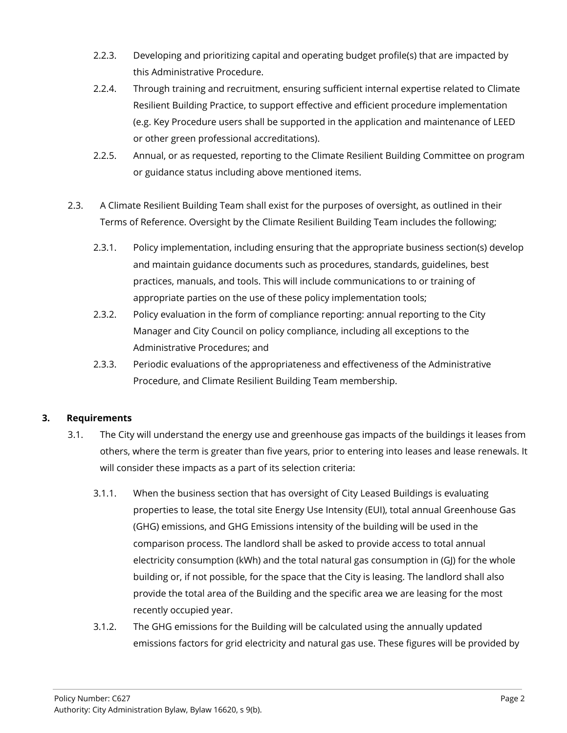2.2.3. Developing and prioritizing capital and operating budget profile(s) that are impacted by this Administrative Procedure.

2.2.4. Through training and recruitment, ensuring sufficient internal expertise related to Climate Resilient Building Practice, to support effective and efficient procedure implementation (e.g. Key Procedure users shall be supported in the application and maintenance of LEED or other green professional accreditations).

2.2.5. Annual, or as requested, reporting to the Climate Resilient Building Committee on program or guidance status including above mentioned items.

2.3. A Climate Resilient Building Team shall exist for the purposes of oversight, as outlined in their Terms of Reference. Oversight by the Climate Resilient Building Team includes the following;

2.3.1. Policy implementation, including ensuring that the appropriate business section(s) develop and maintain guidance documents such as procedures, standards, guidelines, best practices, manuals, and tools. This will include communications to or training of appropriate parties on the use of these policy implementation tools;

2.3.2. Policy evaluation in the form of compliance reporting: annual reporting to the City Manager and City Council on policy compliance, including all exceptions to the Administrative Procedures; and

2.3.3. Periodic evaluations of the appropriateness and effectiveness of the Administrative Procedure, and Climate Resilient Building Team membership.

## 3. Requirements

3.1. The City will understand the energy use and greenhouse gas impacts of the buildings it leases from others, where the term is greater than five years, prior to entering into leases and lease renewals. It will consider these impacts as a part of its selection criteria:

3.1.1. When the business section that has oversight of City Leased Buildings is evaluating properties to lease, the total site Energy Use Intensity (EUI), total annual Greenhouse Gas (GHG) emissions, and GHG Emissions intensity of the building will be used in the comparison process. The landlord shall be asked to provide access to total annual electricity consumption (kWh) and the total natural gas consumption in (GJ) for the whole building or, if not possible, for the space that the City is leasing. The landlord shall also provide the total area of the Building and the specific area we are leasing for the most recently occupied year.

3.1.2. The GHG emissions for the Building will be calculated using the annually updated emissions factors for grid electricity and natural gas use. These figures will be provided by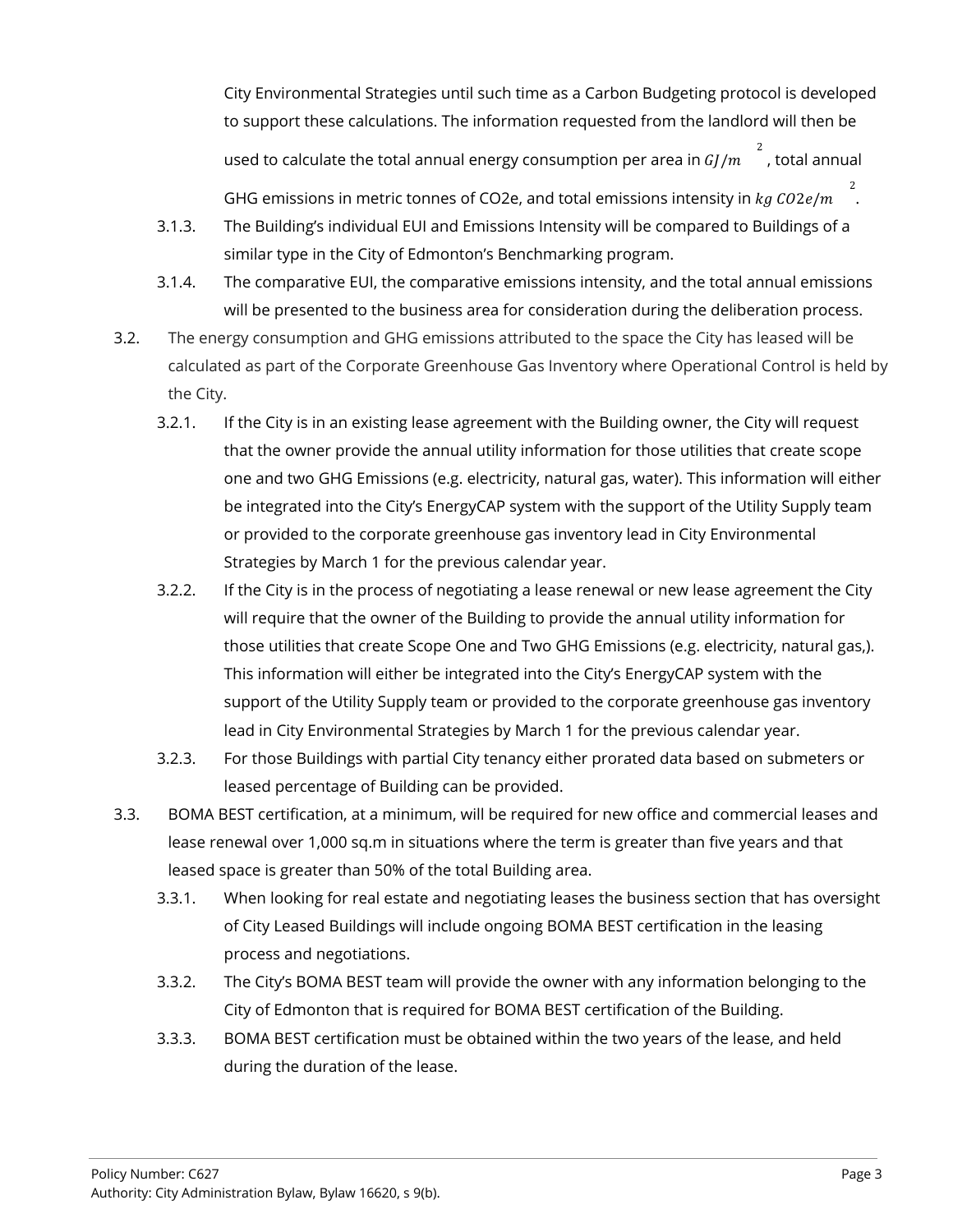City Environmental Strategies until such time as a Carbon Budgeting protocol is developed to support these calculations. The information requested from the landlord will then be used to calculate the total annual energy consumption per area in $GJ/m^2$, total annual GHG emissions in metric tonnes of CO2e, and total emissions intensity in $kg\ CO2e/m^2$.

3.1.3. The Building's individual EUI and Emissions Intensity will be compared to Buildings of a similar type in the City of Edmonton's Benchmarking program.

3.1.4. The comparative EUI, the comparative emissions intensity, and the total annual emissions will be presented to the business area for consideration during the deliberation process.

3.2. The energy consumption and GHG emissions attributed to the space the City has leased will be calculated as part of the Corporate Greenhouse Gas Inventory where Operational Control is held by the City.

3.2.1. If the City is in an existing lease agreement with the Building owner, the City will request that the owner provide the annual utility information for those utilities that create scope one and two GHG Emissions (e.g. electricity, natural gas, water). This information will either be integrated into the City's EnergyCAP system with the support of the Utility Supply team or provided to the corporate greenhouse gas inventory lead in City Environmental Strategies by March 1 for the previous calendar year.

3.2.2. If the City is in the process of negotiating a lease renewal or new lease agreement the City will require that the owner of the Building to provide the annual utility information for those utilities that create Scope One and Two GHG Emissions (e.g. electricity, natural gas,). This information will either be integrated into the City's EnergyCAP system with the support of the Utility Supply team or provided to the corporate greenhouse gas inventory lead in City Environmental Strategies by March 1 for the previous calendar year.

3.2.3. For those Buildings with partial City tenancy either prorated data based on submeters or leased percentage of Building can be provided.

3.3. BOMA BEST certification, at a minimum, will be required for new office and commercial leases and lease renewal over 1,000 sq.m in situations where the term is greater than five years and that leased space is greater than 50% of the total Building area.

3.3.1. When looking for real estate and negotiating leases the business section that has oversight of City Leased Buildings will include ongoing BOMA BEST certification in the leasing process and negotiations.

3.3.2. The City's BOMA BEST team will provide the owner with any information belonging to the City of Edmonton that is required for BOMA BEST certification of the Building.

3.3.3. BOMA BEST certification must be obtained within the two years of the lease, and held during the duration of the lease.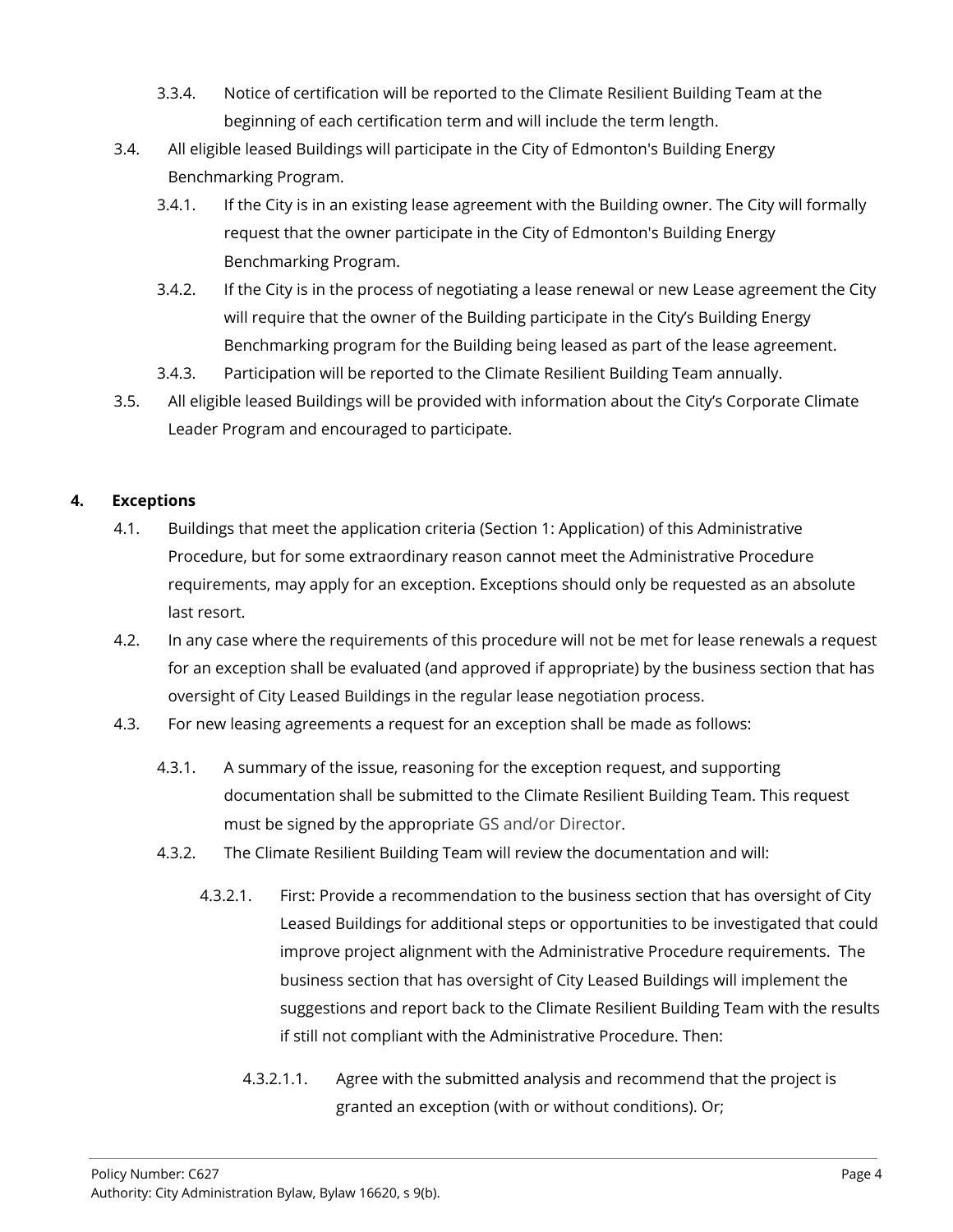3.3.4. Notice of certification will be reported to the Climate Resilient Building Team at the beginning of each certification term and will include the term length.

3.4. All eligible leased Buildings will participate in the City of Edmonton's Building Energy Benchmarking Program.

3.4.1. If the City is in an existing lease agreement with the Building owner. The City will formally request that the owner participate in the City of Edmonton's Building Energy Benchmarking Program.

3.4.2. If the City is in the process of negotiating a lease renewal or new Lease agreement the City will require that the owner of the Building participate in the City's Building Energy Benchmarking program for the Building being leased as part of the lease agreement.

3.4.3. Participation will be reported to the Climate Resilient Building Team annually.

3.5. All eligible leased Buildings will be provided with information about the City's Corporate Climate Leader Program and encouraged to participate.

**4. Exceptions**

4.1. Buildings that meet the application criteria (Section 1: Application) of this Administrative Procedure, but for some extraordinary reason cannot meet the Administrative Procedure requirements, may apply for an exception. Exceptions should only be requested as an absolute last resort.

4.2. In any case where the requirements of this procedure will not be met for lease renewals a request for an exception shall be evaluated (and approved if appropriate) by the business section that has oversight of City Leased Buildings in the regular lease negotiation process.

4.3. For new leasing agreements a request for an exception shall be made as follows:

4.3.1. A summary of the issue, reasoning for the exception request, and supporting documentation shall be submitted to the Climate Resilient Building Team. This request must be signed by the appropriate GS and/or Director.

4.3.2. The Climate Resilient Building Team will review the documentation and will:

4.3.2.1. First: Provide a recommendation to the business section that has oversight of City Leased Buildings for additional steps or opportunities to be investigated that could improve project alignment with the Administrative Procedure requirements. The business section that has oversight of City Leased Buildings will implement the suggestions and report back to the Climate Resilient Building Team with the results if still not compliant with the Administrative Procedure. Then:

4.3.2.1.1. Agree with the submitted analysis and recommend that the project is granted an exception (with or without conditions). Or;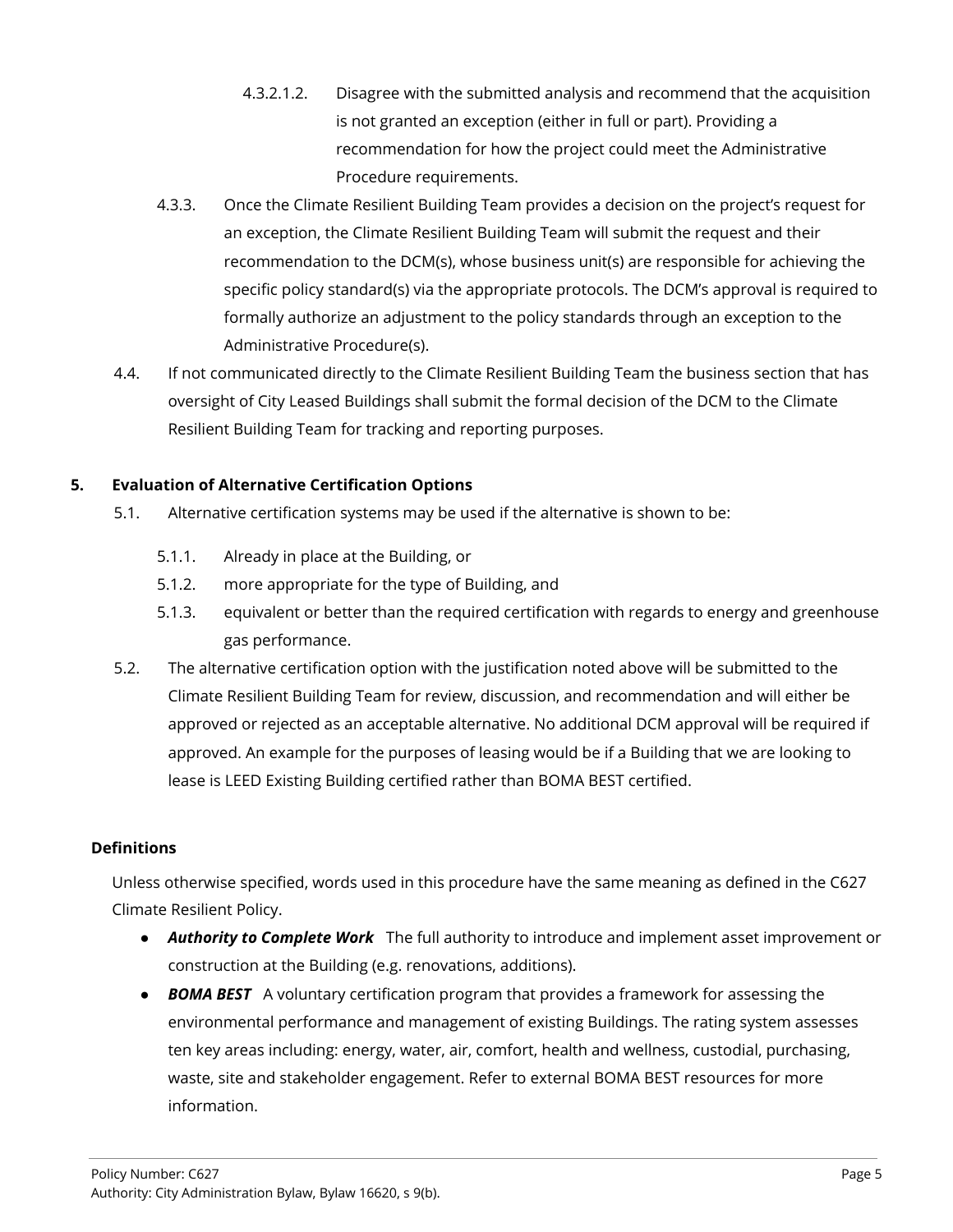4.3.2.1.2. Disagree with the submitted analysis and recommend that the acquisition is not granted an exception (either in full or part). Providing a recommendation for how the project could meet the Administrative Procedure requirements.

4.3.3. Once the Climate Resilient Building Team provides a decision on the project's request for an exception, the Climate Resilient Building Team will submit the request and their recommendation to the DCM(s), whose business unit(s) are responsible for achieving the specific policy standard(s) via the appropriate protocols. The DCM's approval is required to formally authorize an adjustment to the policy standards through an exception to the Administrative Procedure(s).

4.4. If not communicated directly to the Climate Resilient Building Team the business section that has oversight of City Leased Buildings shall submit the formal decision of the DCM to the Climate Resilient Building Team for tracking and reporting purposes.

## 5. Evaluation of Alternative Certification Options

5.1. Alternative certification systems may be used if the alternative is shown to be:

5.1.1. Already in place at the Building, or

5.1.2. more appropriate for the type of Building, and

5.1.3. equivalent or better than the required certification with regards to energy and greenhouse gas performance.

5.2. The alternative certification option with the justification noted above will be submitted to the Climate Resilient Building Team for review, discussion, and recommendation and will either be approved or rejected as an acceptable alternative. No additional DCM approval will be required if approved. An example for the purposes of leasing would be if a Building that we are looking to lease is LEED Existing Building certified rather than BOMA BEST certified.

## Definitions

Unless otherwise specified, words used in this procedure have the same meaning as defined in the C627 Climate Resilient Policy.

- ***Authority to Complete Work*** The full authority to introduce and implement asset improvement or construction at the Building (e.g. renovations, additions).
- ***BOMA BEST*** A voluntary certification program that provides a framework for assessing the environmental performance and management of existing Buildings. The rating system assesses ten key areas including: energy, water, air, comfort, health and wellness, custodial, purchasing, waste, site and stakeholder engagement. Refer to external BOMA BEST resources for more information.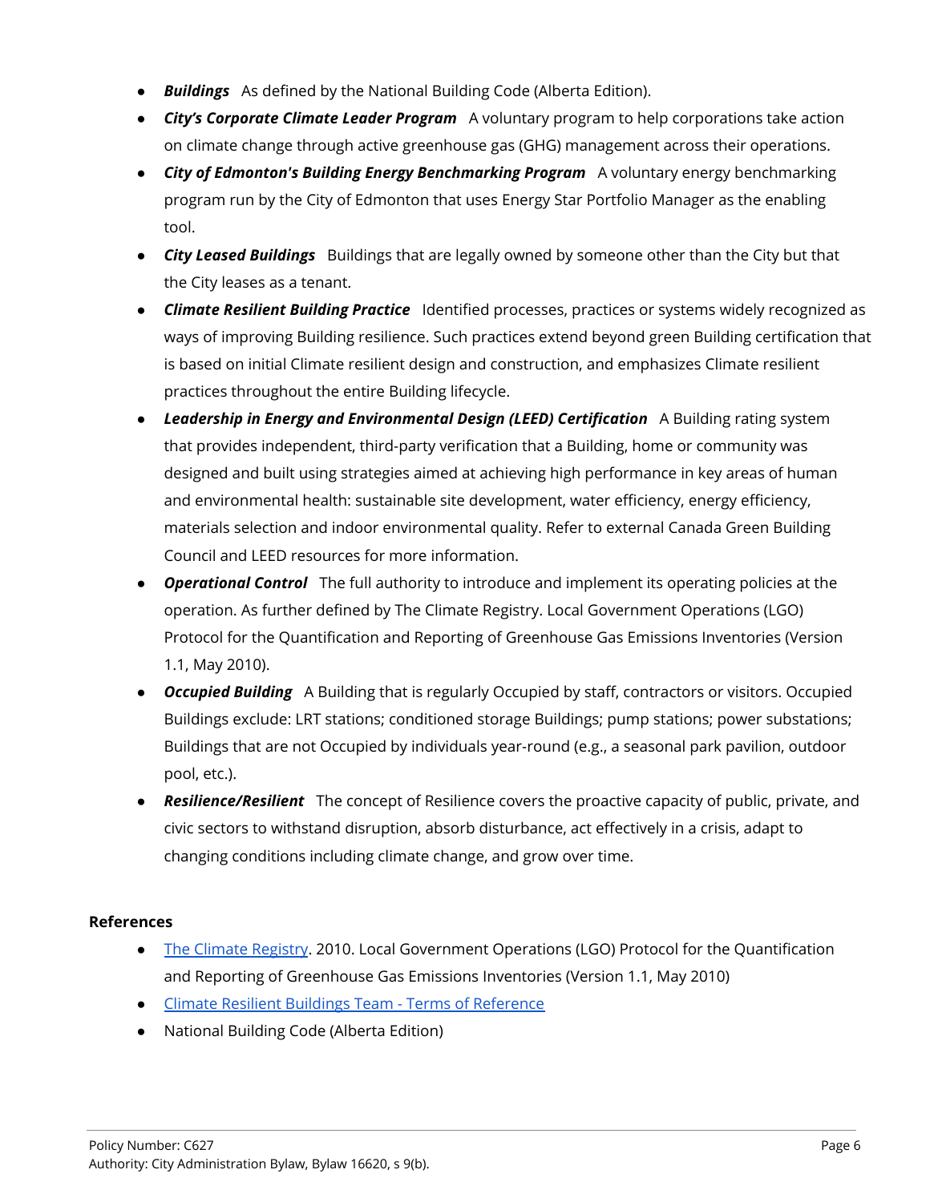- ***Buildings*** As defined by the National Building Code (Alberta Edition).
- ***City's Corporate Climate Leader Program*** A voluntary program to help corporations take action on climate change through active greenhouse gas (GHG) management across their operations.
- ***City of Edmonton's Building Energy Benchmarking Program*** A voluntary energy benchmarking program run by the City of Edmonton that uses Energy Star Portfolio Manager as the enabling tool.
- ***City Leased Buildings*** Buildings that are legally owned by someone other than the City but that the City leases as a tenant.
- ***Climate Resilient Building Practice*** Identified processes, practices or systems widely recognized as ways of improving Building resilience. Such practices extend beyond green Building certification that is based on initial Climate resilient design and construction, and emphasizes Climate resilient practices throughout the entire Building lifecycle.
- ***Leadership in Energy and Environmental Design (LEED) Certification*** A Building rating system that provides independent, third-party verification that a Building, home or community was designed and built using strategies aimed at achieving high performance in key areas of human and environmental health: sustainable site development, water efficiency, energy efficiency, materials selection and indoor environmental quality. Refer to external Canada Green Building Council and LEED resources for more information.
- ***Operational Control*** The full authority to introduce and implement its operating policies at the operation. As further defined by The Climate Registry. Local Government Operations (LGO) Protocol for the Quantification and Reporting of Greenhouse Gas Emissions Inventories (Version 1.1, May 2010).
- ***Occupied Building*** A Building that is regularly Occupied by staff, contractors or visitors. Occupied Buildings exclude: LRT stations; conditioned storage Buildings; pump stations; power substations; Buildings that are not Occupied by individuals year-round (e.g., a seasonal park pavilion, outdoor pool, etc.).
- ***Resilience/Resilient*** The concept of Resilience covers the proactive capacity of public, private, and civic sectors to withstand disruption, absorb disturbance, act effectively in a crisis, adapt to changing conditions including climate change, and grow over time.

**References**

- The Climate Registry. 2010. Local Government Operations (LGO) Protocol for the Quantification and Reporting of Greenhouse Gas Emissions Inventories (Version 1.1, May 2010)
- Climate Resilient Buildings Team - Terms of Reference
- National Building Code (Alberta Edition)

Policy Number: C627
Authority: City Administration Bylaw, Bylaw 16620, s 9(b).